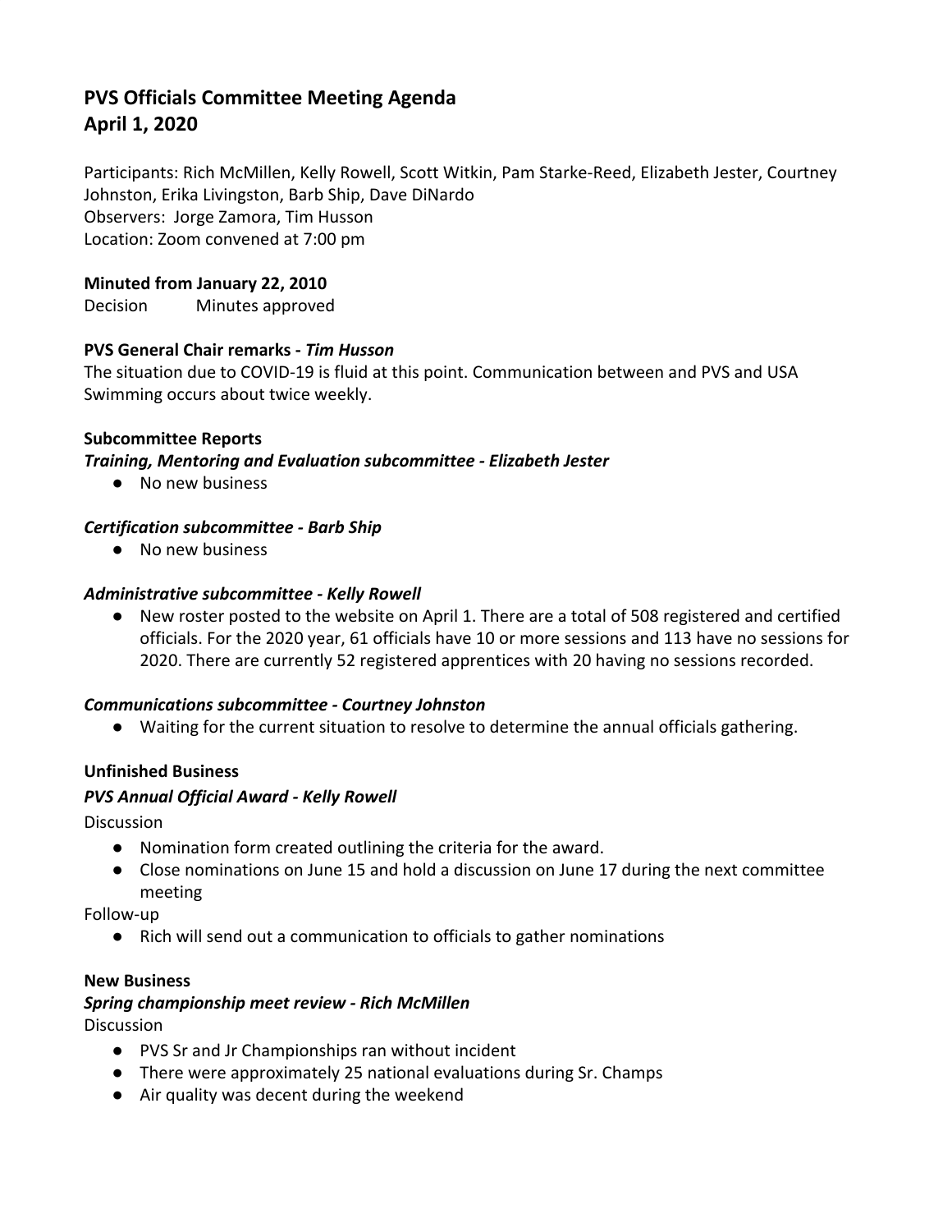# PVS Officials Committee Meeting Agenda
# April 1, 2020

Participants: Rich McMillen, Kelly Rowell, Scott Witkin, Pam Starke-Reed, Elizabeth Jester, Courtney Johnston, Erika Livingston, Barb Ship, Dave DiNardo
Observers: Jorge Zamora, Tim Husson
Location: Zoom convened at 7:00 pm

**Minuted from January 22, 2010**
Decision Minutes approved

**PVS General Chair remarks - *Tim Husson***
The situation due to COVID-19 is fluid at this point. Communication between and PVS and USA Swimming occurs about twice weekly.

**Subcommittee Reports**

***Training, Mentoring and Evaluation subcommittee - Elizabeth Jester***

- No new business

***Certification subcommittee - Barb Ship***

- No new business

***Administrative subcommittee - Kelly Rowell***

- New roster posted to the website on April 1. There are a total of 508 registered and certified officials. For the 2020 year, 61 officials have 10 or more sessions and 113 have no sessions for 2020. There are currently 52 registered apprentices with 20 having no sessions recorded.

***Communications subcommittee - Courtney Johnston***

- Waiting for the current situation to resolve to determine the annual officials gathering.

**Unfinished Business**

***PVS Annual Official Award - Kelly Rowell***

Discussion

- Nomination form created outlining the criteria for the award.
- Close nominations on June 15 and hold a discussion on June 17 during the next committee meeting

Follow-up

- Rich will send out a communication to officials to gather nominations

**New Business**

***Spring championship meet review - Rich McMillen***

Discussion

- PVS Sr and Jr Championships ran without incident
- There were approximately 25 national evaluations during Sr. Champs
- Air quality was decent during the weekend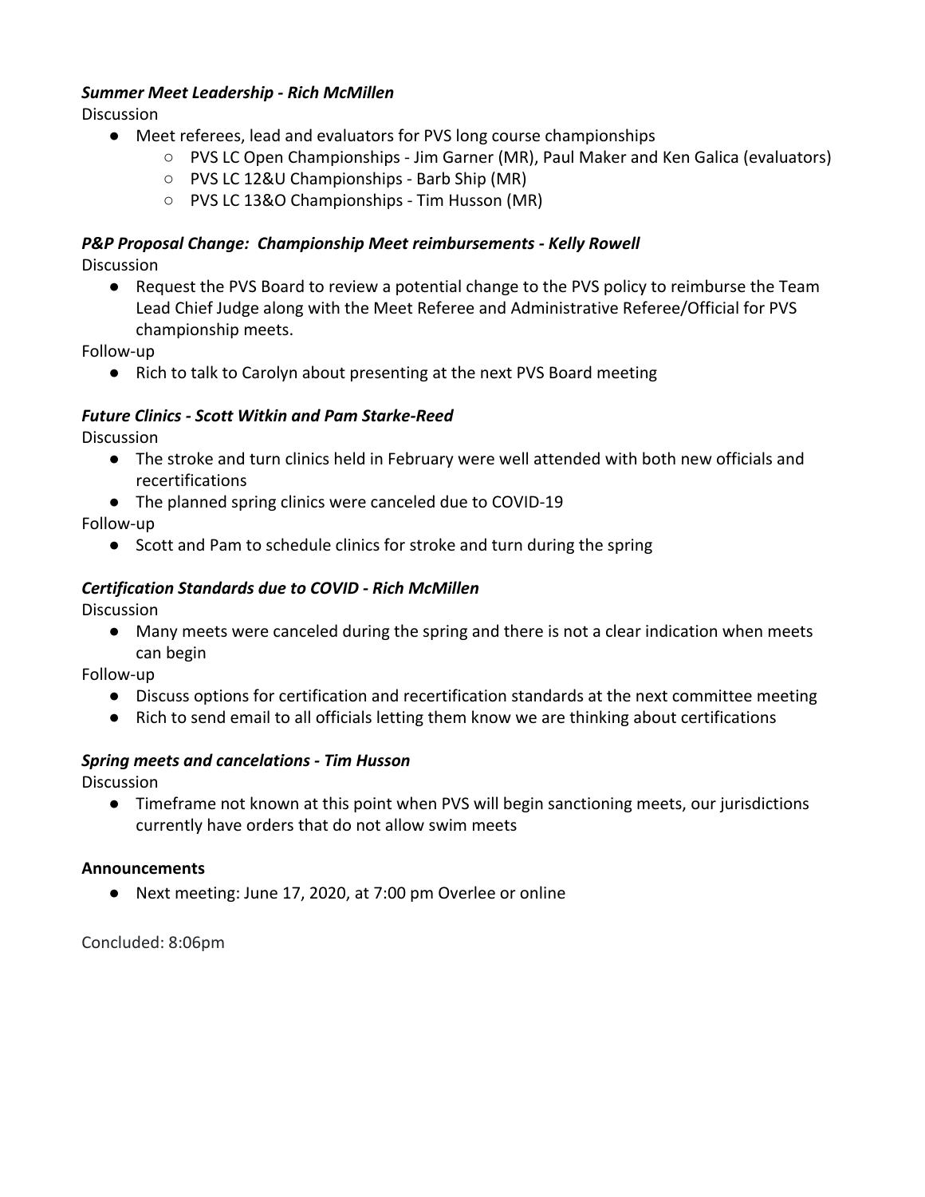***Summer Meet Leadership - Rich McMillen***

Discussion

- Meet referees, lead and evaluators for PVS long course championships
  - PVS LC Open Championships - Jim Garner (MR), Paul Maker and Ken Galica (evaluators)
  - PVS LC 12&U Championships - Barb Ship (MR)
  - PVS LC 13&O Championships - Tim Husson (MR)

***P&P Proposal Change:  Championship Meet reimbursements - Kelly Rowell***

Discussion

- Request the PVS Board to review a potential change to the PVS policy to reimburse the Team Lead Chief Judge along with the Meet Referee and Administrative Referee/Official for PVS championship meets.

Follow-up

- Rich to talk to Carolyn about presenting at the next PVS Board meeting

***Future Clinics - Scott Witkin and Pam Starke-Reed***

Discussion

- The stroke and turn clinics held in February were well attended with both new officials and recertifications
- The planned spring clinics were canceled due to COVID-19

Follow-up

- Scott and Pam to schedule clinics for stroke and turn during the spring

***Certification Standards due to COVID - Rich McMillen***

Discussion

- Many meets were canceled during the spring and there is not a clear indication when meets can begin

Follow-up

- Discuss options for certification and recertification standards at the next committee meeting
- Rich to send email to all officials letting them know we are thinking about certifications

***Spring meets and cancelations - Tim Husson***

Discussion

- Timeframe not known at this point when PVS will begin sanctioning meets, our jurisdictions currently have orders that do not allow swim meets

**Announcements**

- Next meeting: June 17, 2020, at 7:00 pm Overlee or online

Concluded: 8:06pm